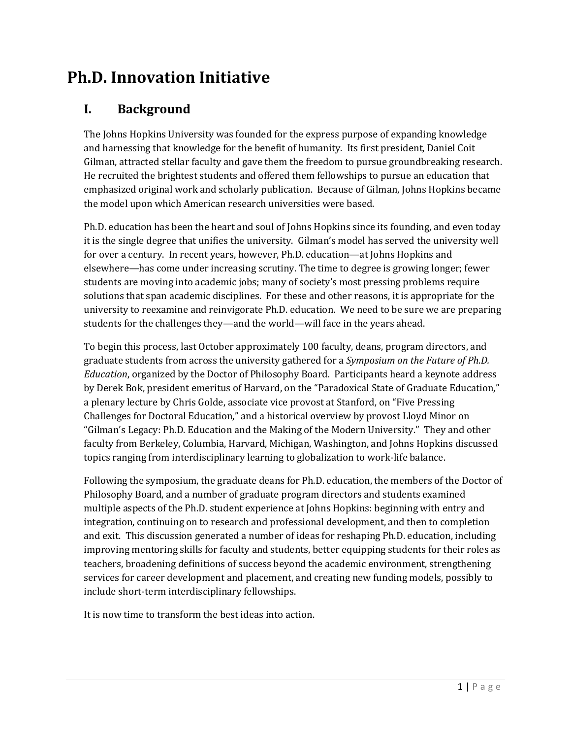# Ph.D. Innovation Initiative

## I. Background

The Johns Hopkins University was founded for the express purpose of expanding knowledge and harnessing that knowledge for the benefit of humanity. Its first president, Daniel Coit Gilman, attracted stellar faculty and gave them the freedom to pursue groundbreaking research. He recruited the brightest students and offered them fellowships to pursue an education that emphasized original work and scholarly publication. Because of Gilman, Johns Hopkins became the model upon which American research universities were based.

Ph.D. education has been the heart and soul of Johns Hopkins since its founding, and even today it is the single degree that unifies the university. Gilman's model has served the university well for over a century. In recent years, however, Ph.D. education—at Johns Hopkins and elsewhere—has come under increasing scrutiny. The time to degree is growing longer; fewer students are moving into academic jobs; many of society's most pressing problems require solutions that span academic disciplines. For these and other reasons, it is appropriate for the university to reexamine and reinvigorate Ph.D. education. We need to be sure we are preparing students for the challenges they—and the world—will face in the years ahead.

To begin this process, last October approximately 100 faculty, deans, program directors, and graduate students from across the university gathered for a *Symposium on the Future of Ph.D. Education*, organized by the Doctor of Philosophy Board. Participants heard a keynote address by Derek Bok, president emeritus of Harvard, on the "Paradoxical State of Graduate Education," a plenary lecture by Chris Golde, associate vice provost at Stanford, on "Five Pressing Challenges for Doctoral Education," and a historical overview by provost Lloyd Minor on "Gilman's Legacy: Ph.D. Education and the Making of the Modern University." They and other faculty from Berkeley, Columbia, Harvard, Michigan, Washington, and Johns Hopkins discussed topics ranging from interdisciplinary learning to globalization to work-life balance.

Following the symposium, the graduate deans for Ph.D. education, the members of the Doctor of Philosophy Board, and a number of graduate program directors and students examined multiple aspects of the Ph.D. student experience at Johns Hopkins: beginning with entry and integration, continuing on to research and professional development, and then to completion and exit. This discussion generated a number of ideas for reshaping Ph.D. education, including improving mentoring skills for faculty and students, better equipping students for their roles as teachers, broadening definitions of success beyond the academic environment, strengthening services for career development and placement, and creating new funding models, possibly to include short-term interdisciplinary fellowships.

It is now time to transform the best ideas into action.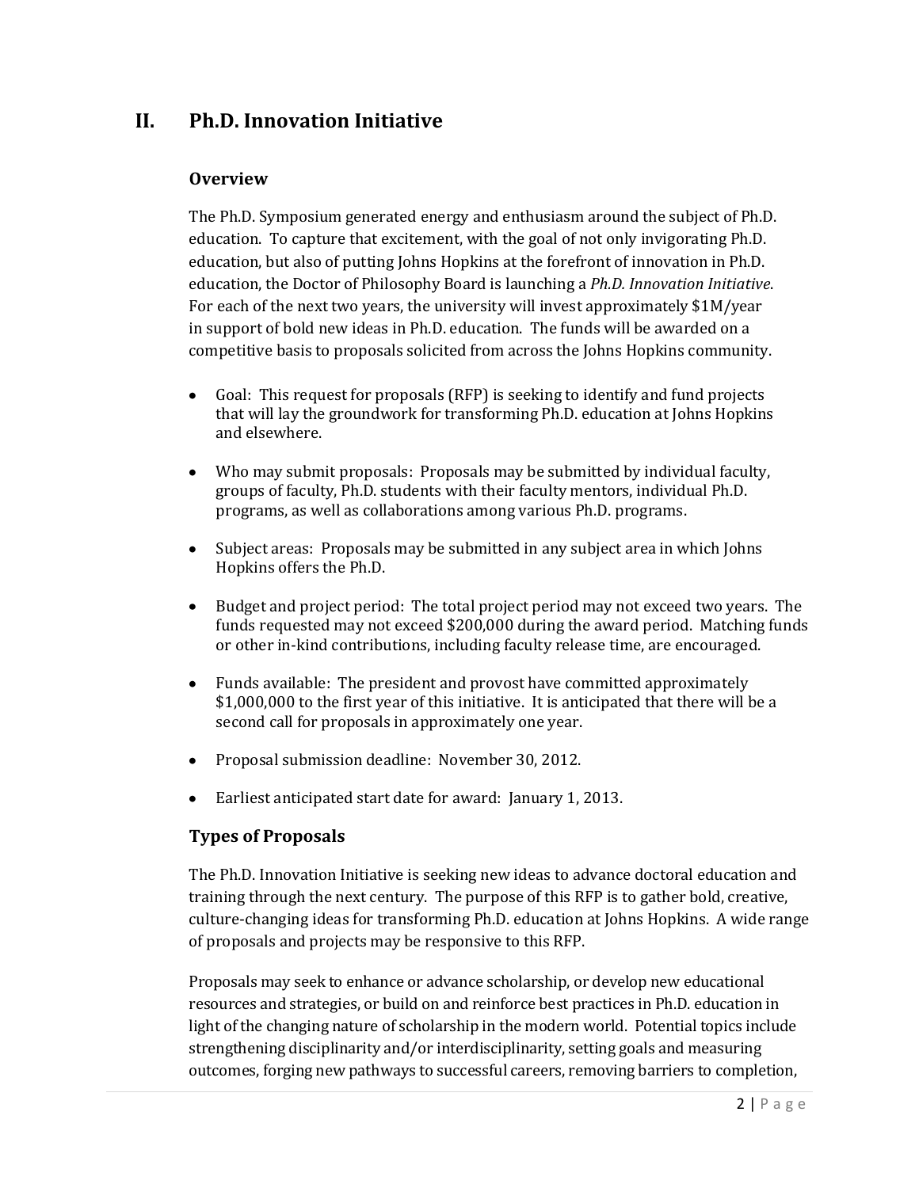## II. Ph.D. Innovation Initiative

### Overview

The Ph.D. Symposium generated energy and enthusiasm around the subject of Ph.D. education. To capture that excitement, with the goal of not only invigorating Ph.D. education, but also of putting Johns Hopkins at the forefront of innovation in Ph.D. education, the Doctor of Philosophy Board is launching a *Ph.D. Innovation Initiative*. For each of the next two years, the university will invest approximately $1M/year in support of bold new ideas in Ph.D. education. The funds will be awarded on a competitive basis to proposals solicited from across the Johns Hopkins community.

- Goal: This request for proposals (RFP) is seeking to identify and fund projects that will lay the groundwork for transforming Ph.D. education at Johns Hopkins and elsewhere.
- Who may submit proposals: Proposals may be submitted by individual faculty, groups of faculty, Ph.D. students with their faculty mentors, individual Ph.D. programs, as well as collaborations among various Ph.D. programs.
- Subject areas: Proposals may be submitted in any subject area in which Johns Hopkins offers the Ph.D.
- Budget and project period: The total project period may not exceed two years. The funds requested may not exceed $200,000 during the award period. Matching funds or other in-kind contributions, including faculty release time, are encouraged.
- Funds available: The president and provost have committed approximately $1,000,000 to the first year of this initiative. It is anticipated that there will be a second call for proposals in approximately one year.
- Proposal submission deadline: November 30, 2012.
- Earliest anticipated start date for award: January 1, 2013.

### Types of Proposals

The Ph.D. Innovation Initiative is seeking new ideas to advance doctoral education and training through the next century. The purpose of this RFP is to gather bold, creative, culture-changing ideas for transforming Ph.D. education at Johns Hopkins. A wide range of proposals and projects may be responsive to this RFP.

Proposals may seek to enhance or advance scholarship, or develop new educational resources and strategies, or build on and reinforce best practices in Ph.D. education in light of the changing nature of scholarship in the modern world. Potential topics include strengthening disciplinarity and/or interdisciplinarity, setting goals and measuring outcomes, forging new pathways to successful careers, removing barriers to completion,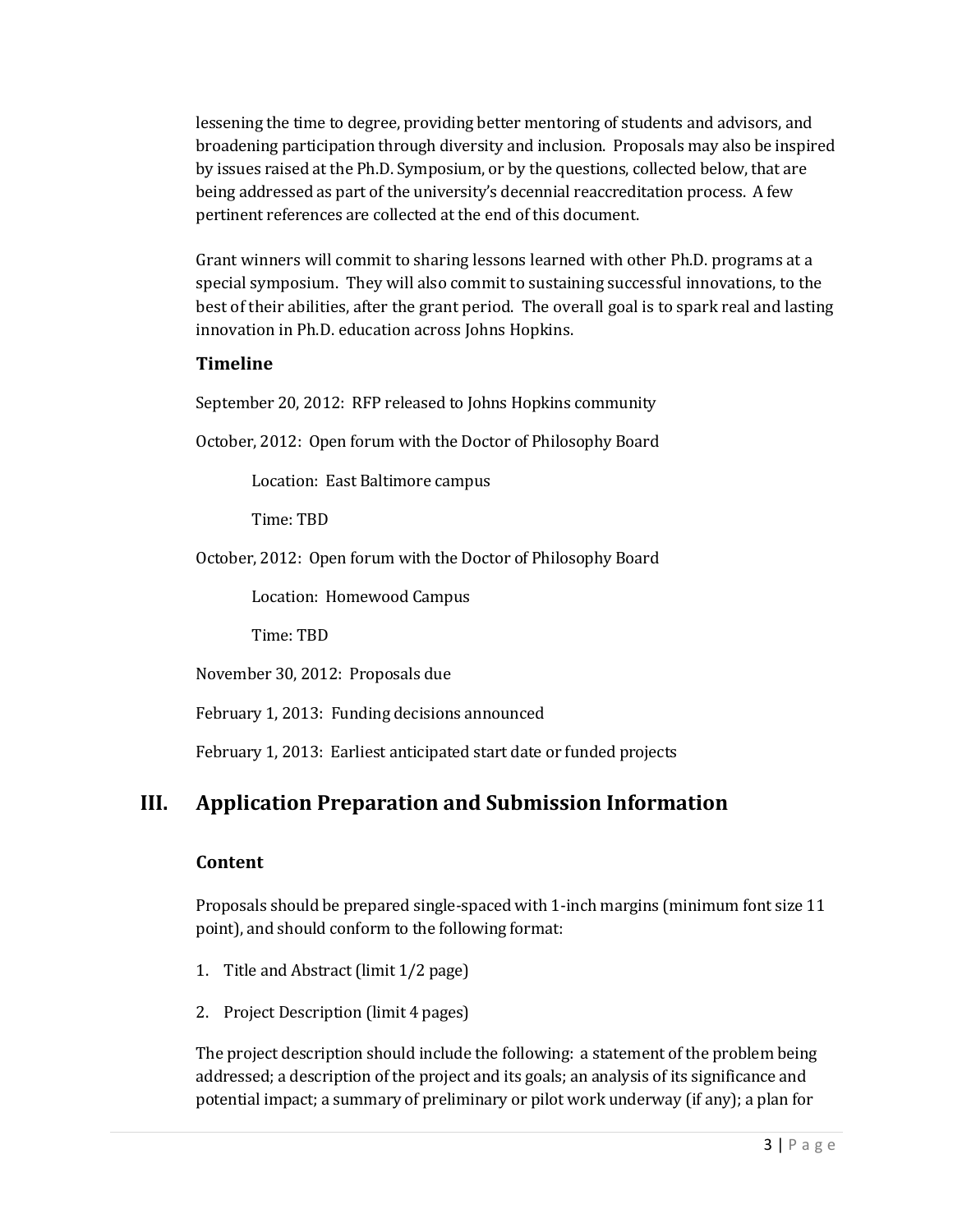lessening the time to degree, providing better mentoring of students and advisors, and broadening participation through diversity and inclusion. Proposals may also be inspired by issues raised at the Ph.D. Symposium, or by the questions, collected below, that are being addressed as part of the university's decennial reaccreditation process. A few pertinent references are collected at the end of this document.

Grant winners will commit to sharing lessons learned with other Ph.D. programs at a special symposium. They will also commit to sustaining successful innovations, to the best of their abilities, after the grant period. The overall goal is to spark real and lasting innovation in Ph.D. education across Johns Hopkins.

### Timeline

September 20, 2012: RFP released to Johns Hopkins community

October, 2012: Open forum with the Doctor of Philosophy Board

> Location: East Baltimore campus
>
> Time: TBD

October, 2012: Open forum with the Doctor of Philosophy Board

> Location: Homewood Campus
>
> Time: TBD

November 30, 2012: Proposals due

February 1, 2013: Funding decisions announced

February 1, 2013: Earliest anticipated start date or funded projects

## III. Application Preparation and Submission Information

### Content

Proposals should be prepared single-spaced with 1-inch margins (minimum font size 11 point), and should conform to the following format:

1. Title and Abstract (limit 1/2 page)
2. Project Description (limit 4 pages)

The project description should include the following: a statement of the problem being addressed; a description of the project and its goals; an analysis of its significance and potential impact; a summary of preliminary or pilot work underway (if any); a plan for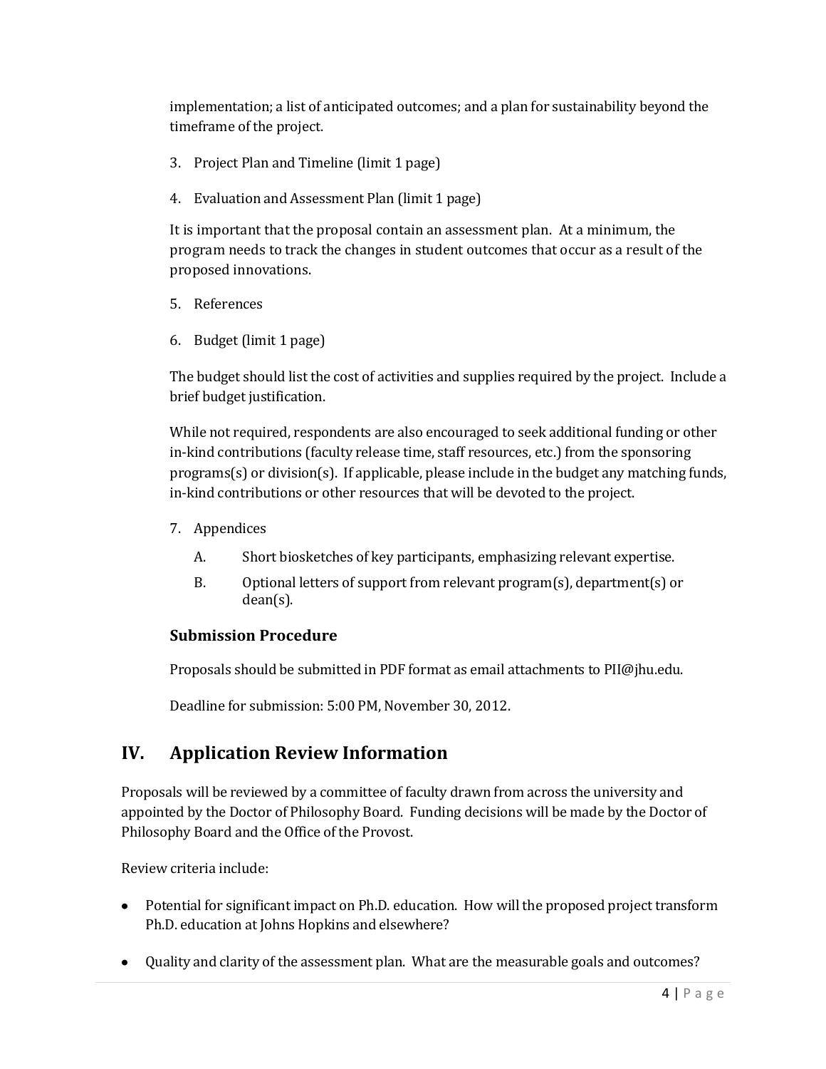implementation; a list of anticipated outcomes; and a plan for sustainability beyond the timeframe of the project.

3. Project Plan and Timeline (limit 1 page)

4. Evaluation and Assessment Plan (limit 1 page)

   It is important that the proposal contain an assessment plan. At a minimum, the program needs to track the changes in student outcomes that occur as a result of the proposed innovations.

5. References

6. Budget (limit 1 page)

   The budget should list the cost of activities and supplies required by the project. Include a brief budget justification.

   While not required, respondents are also encouraged to seek additional funding or other in-kind contributions (faculty release time, staff resources, etc.) from the sponsoring programs(s) or division(s). If applicable, please include in the budget any matching funds, in-kind contributions or other resources that will be devoted to the project.

7. Appendices

   A. Short biosketches of key participants, emphasizing relevant expertise.

   B. Optional letters of support from relevant program(s), department(s) or dean(s).

### Submission Procedure

Proposals should be submitted in PDF format as email attachments to PII@jhu.edu.

Deadline for submission: 5:00 PM, November 30, 2012.

## IV. Application Review Information

Proposals will be reviewed by a committee of faculty drawn from across the university and appointed by the Doctor of Philosophy Board. Funding decisions will be made by the Doctor of Philosophy Board and the Office of the Provost.

Review criteria include:

- Potential for significant impact on Ph.D. education. How will the proposed project transform Ph.D. education at Johns Hopkins and elsewhere?

- Quality and clarity of the assessment plan. What are the measurable goals and outcomes?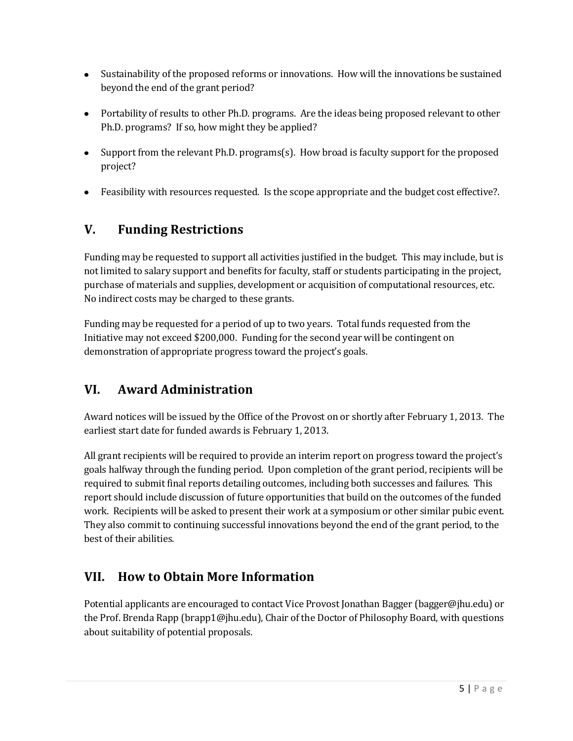- Sustainability of the proposed reforms or innovations. How will the innovations be sustained beyond the end of the grant period?
- Portability of results to other Ph.D. programs. Are the ideas being proposed relevant to other Ph.D. programs? If so, how might they be applied?
- Support from the relevant Ph.D. programs(s). How broad is faculty support for the proposed project?
- Feasibility with resources requested. Is the scope appropriate and the budget cost effective?.

## V. Funding Restrictions

Funding may be requested to support all activities justified in the budget. This may include, but is not limited to salary support and benefits for faculty, staff or students participating in the project, purchase of materials and supplies, development or acquisition of computational resources, etc. No indirect costs may be charged to these grants.

Funding may be requested for a period of up to two years. Total funds requested from the Initiative may not exceed $200,000. Funding for the second year will be contingent on demonstration of appropriate progress toward the project's goals.

## VI. Award Administration

Award notices will be issued by the Office of the Provost on or shortly after February 1, 2013. The earliest start date for funded awards is February 1, 2013.

All grant recipients will be required to provide an interim report on progress toward the project's goals halfway through the funding period. Upon completion of the grant period, recipients will be required to submit final reports detailing outcomes, including both successes and failures. This report should include discussion of future opportunities that build on the outcomes of the funded work. Recipients will be asked to present their work at a symposium or other similar pubic event. They also commit to continuing successful innovations beyond the end of the grant period, to the best of their abilities.

## VII. How to Obtain More Information

Potential applicants are encouraged to contact Vice Provost Jonathan Bagger (bagger@jhu.edu) or the Prof. Brenda Rapp (brapp1@jhu.edu), Chair of the Doctor of Philosophy Board, with questions about suitability of potential proposals.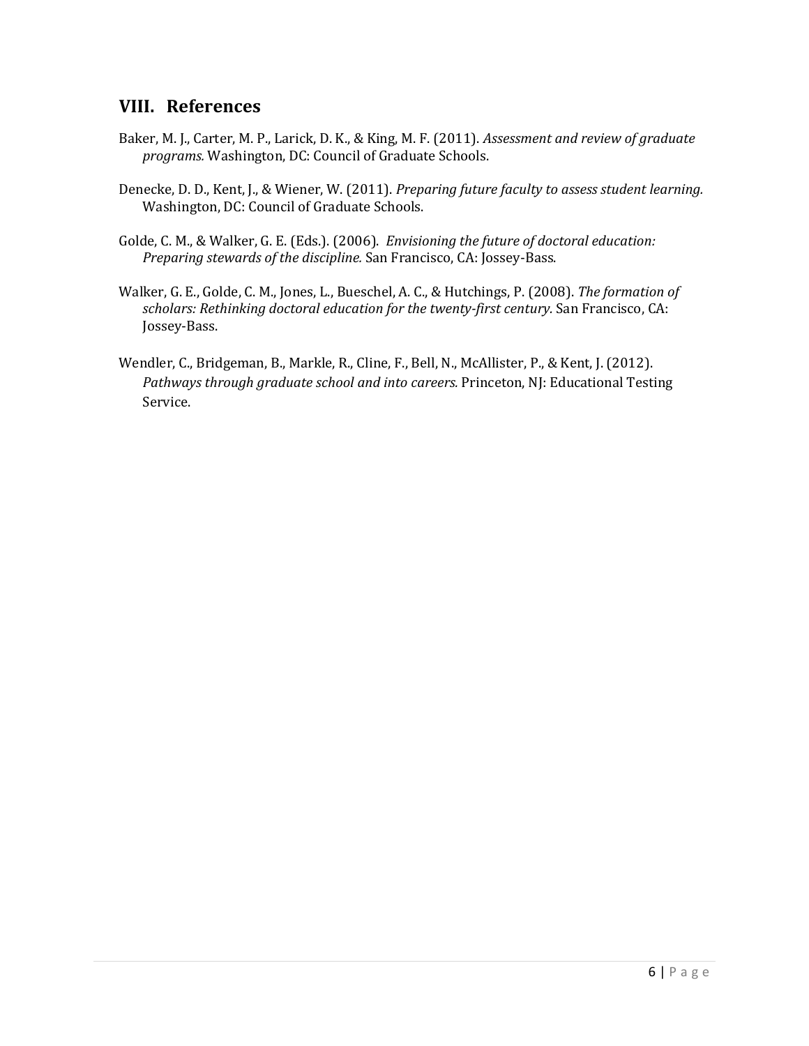## VIII. References

Baker, M. J., Carter, M. P., Larick, D. K., & King, M. F. (2011). *Assessment and review of graduate programs.* Washington, DC: Council of Graduate Schools.

Denecke, D. D., Kent, J., & Wiener, W. (2011). *Preparing future faculty to assess student learning.* Washington, DC: Council of Graduate Schools.

Golde, C. M., & Walker, G. E. (Eds.). (2006). *Envisioning the future of doctoral education: Preparing stewards of the discipline.* San Francisco, CA: Jossey-Bass.

Walker, G. E., Golde, C. M., Jones, L., Bueschel, A. C., & Hutchings, P. (2008). *The formation of scholars: Rethinking doctoral education for the twenty-first century.* San Francisco, CA: Jossey-Bass.

Wendler, C., Bridgeman, B., Markle, R., Cline, F., Bell, N., McAllister, P., & Kent, J. (2012). *Pathways through graduate school and into careers.* Princeton, NJ: Educational Testing Service.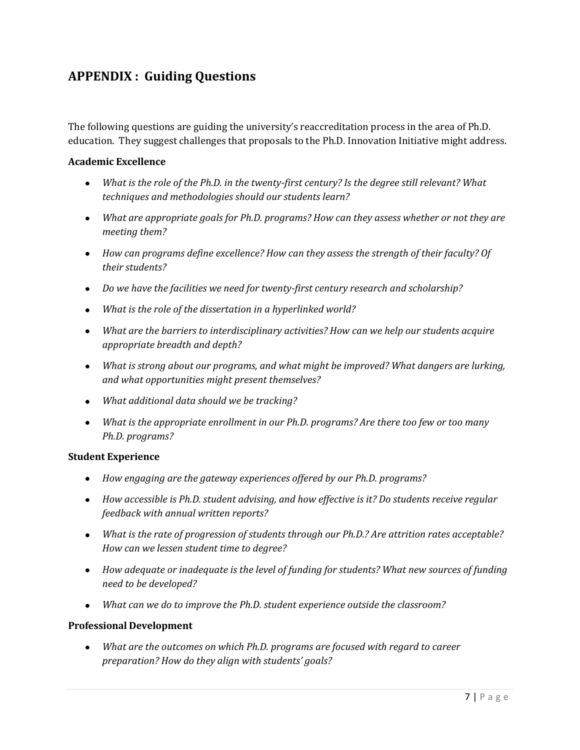## APPENDIX : Guiding Questions

The following questions are guiding the university's reaccreditation process in the area of Ph.D. education. They suggest challenges that proposals to the Ph.D. Innovation Initiative might address.

**Academic Excellence**

- *What is the role of the Ph.D. in the twenty-first century? Is the degree still relevant? What techniques and methodologies should our students learn?*
- *What are appropriate goals for Ph.D. programs? How can they assess whether or not they are meeting them?*
- *How can programs define excellence? How can they assess the strength of their faculty? Of their students?*
- *Do we have the facilities we need for twenty-first century research and scholarship?*
- *What is the role of the dissertation in a hyperlinked world?*
- *What are the barriers to interdisciplinary activities? How can we help our students acquire appropriate breadth and depth?*
- *What is strong about our programs, and what might be improved? What dangers are lurking, and what opportunities might present themselves?*
- *What additional data should we be tracking?*
- *What is the appropriate enrollment in our Ph.D. programs? Are there too few or too many Ph.D. programs?*

**Student Experience**

- *How engaging are the gateway experiences offered by our Ph.D. programs?*
- *How accessible is Ph.D. student advising, and how effective is it? Do students receive regular feedback with annual written reports?*
- *What is the rate of progression of students through our Ph.D.? Are attrition rates acceptable? How can we lessen student time to degree?*
- *How adequate or inadequate is the level of funding for students? What new sources of funding need to be developed?*
- *What can we do to improve the Ph.D. student experience outside the classroom?*

**Professional Development**

- *What are the outcomes on which Ph.D. programs are focused with regard to career preparation? How do they align with students' goals?*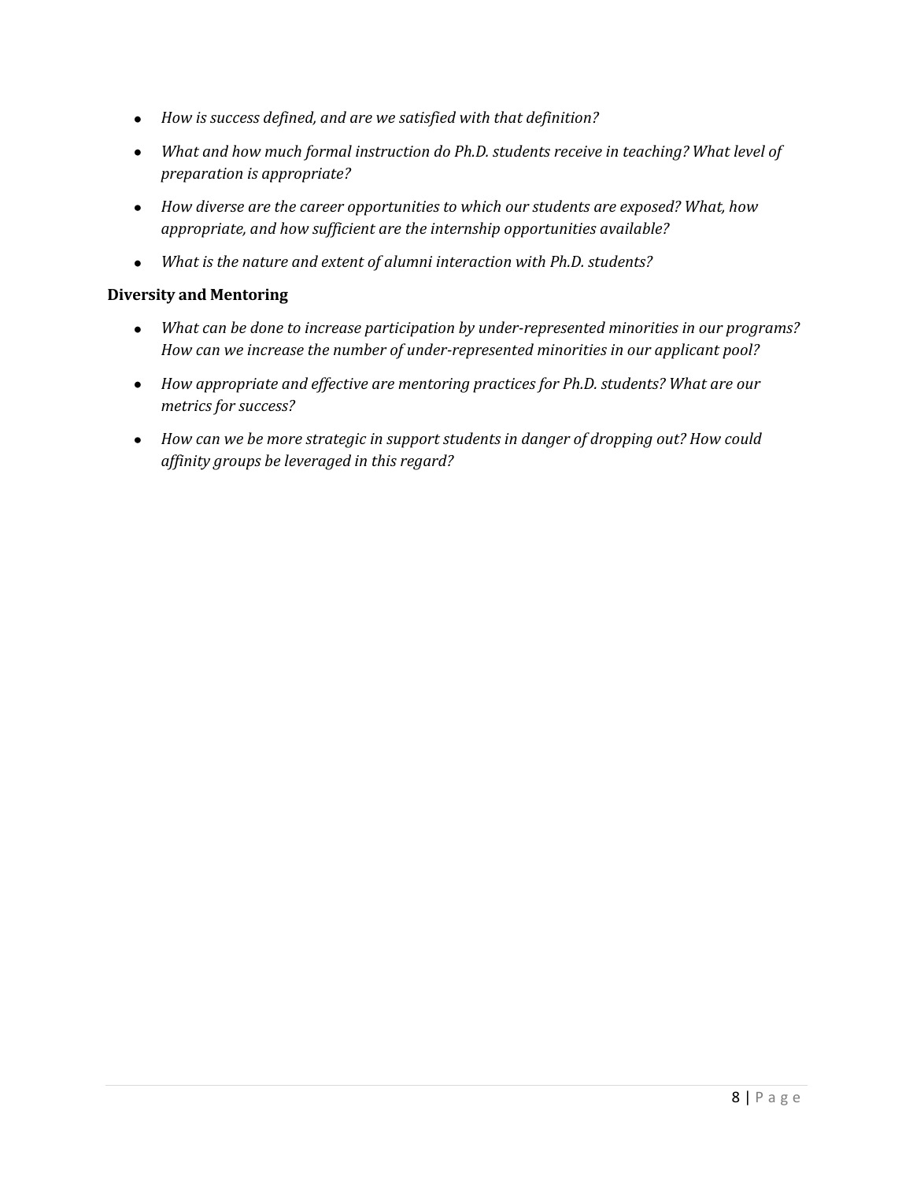- *How is success defined, and are we satisfied with that definition?*
- *What and how much formal instruction do Ph.D. students receive in teaching? What level of preparation is appropriate?*
- *How diverse are the career opportunities to which our students are exposed? What, how appropriate, and how sufficient are the internship opportunities available?*
- *What is the nature and extent of alumni interaction with Ph.D. students?*

**Diversity and Mentoring**

- *What can be done to increase participation by under-represented minorities in our programs? How can we increase the number of under-represented minorities in our applicant pool?*
- *How appropriate and effective are mentoring practices for Ph.D. students? What are our metrics for success?*
- *How can we be more strategic in support students in danger of dropping out? How could affinity groups be leveraged in this regard?*